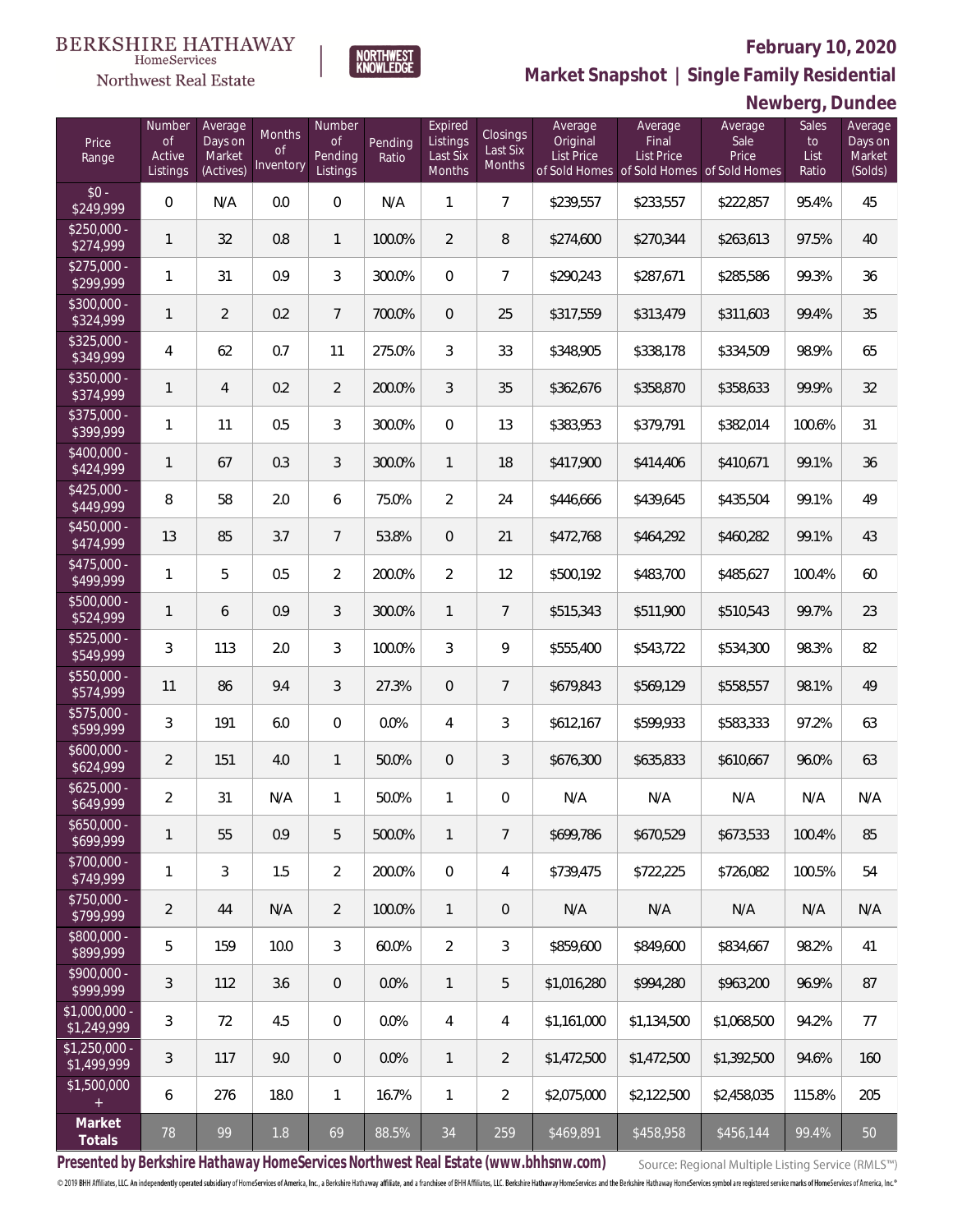BERKSHIRE HATHAWAY HomeServices Northwest Real Estate | NORTHWEST KNOWLEDGE

**February 10, 2020**

**Market Snapshot | Single Family Residential**

**Newberg, Dundee**

| Price Range | Number of Active Listings | Average Days on Market (Actives) | Months of Inventory | Number of Pending Listings | Pending Ratio | Expired Listings Last Six Months | Closings Last Six Months | Average Original List Price of Sold Homes | Average Final List Price of Sold Homes | Average Sale Price of Sold Homes | Sales to List Ratio | Average Days on Market (Solds) |
|---|---|---|---|---|---|---|---|---|---|---|---|---|
| $0 - $249,999 | 0 | N/A | 0.0 | 0 | N/A | 1 | 7 | $239,557 | $233,557 | $222,857 | 95.4% | 45 |
| $250,000 - $274,999 | 1 | 32 | 0.8 | 1 | 100.0% | 2 | 8 | $274,600 | $270,344 | $263,613 | 97.5% | 40 |
| $275,000 - $299,999 | 1 | 31 | 0.9 | 3 | 300.0% | 0 | 7 | $290,243 | $287,671 | $285,586 | 99.3% | 36 |
| $300,000 - $324,999 | 1 | 2 | 0.2 | 7 | 700.0% | 0 | 25 | $317,559 | $313,479 | $311,603 | 99.4% | 35 |
| $325,000 - $349,999 | 4 | 62 | 0.7 | 11 | 275.0% | 3 | 33 | $348,905 | $338,178 | $334,509 | 98.9% | 65 |
| $350,000 - $374,999 | 1 | 4 | 0.2 | 2 | 200.0% | 3 | 35 | $362,676 | $358,870 | $358,633 | 99.9% | 32 |
| $375,000 - $399,999 | 1 | 11 | 0.5 | 3 | 300.0% | 0 | 13 | $383,953 | $379,791 | $382,014 | 100.6% | 31 |
| $400,000 - $424,999 | 1 | 67 | 0.3 | 3 | 300.0% | 1 | 18 | $417,900 | $414,406 | $410,671 | 99.1% | 36 |
| $425,000 - $449,999 | 8 | 58 | 2.0 | 6 | 75.0% | 2 | 24 | $446,666 | $439,645 | $435,504 | 99.1% | 49 |
| $450,000 - $474,999 | 13 | 85 | 3.7 | 7 | 53.8% | 0 | 21 | $472,768 | $464,292 | $460,282 | 99.1% | 43 |
| $475,000 - $499,999 | 1 | 5 | 0.5 | 2 | 200.0% | 2 | 12 | $500,192 | $483,700 | $485,627 | 100.4% | 60 |
| $500,000 - $524,999 | 1 | 6 | 0.9 | 3 | 300.0% | 1 | 7 | $515,343 | $511,900 | $510,543 | 99.7% | 23 |
| $525,000 - $549,999 | 3 | 113 | 2.0 | 3 | 100.0% | 3 | 9 | $555,400 | $543,722 | $534,300 | 98.3% | 82 |
| $550,000 - $574,999 | 11 | 86 | 9.4 | 3 | 27.3% | 0 | 7 | $679,843 | $569,129 | $558,557 | 98.1% | 49 |
| $575,000 - $599,999 | 3 | 191 | 6.0 | 0 | 0.0% | 4 | 3 | $612,167 | $599,933 | $583,333 | 97.2% | 63 |
| $600,000 - $624,999 | 2 | 151 | 4.0 | 1 | 50.0% | 0 | 3 | $676,300 | $635,833 | $610,667 | 96.0% | 63 |
| $625,000 - $649,999 | 2 | 31 | N/A | 1 | 50.0% | 1 | 0 | N/A | N/A | N/A | N/A | N/A |
| $650,000 - $699,999 | 1 | 55 | 0.9 | 5 | 500.0% | 1 | 7 | $699,786 | $670,529 | $673,533 | 100.4% | 85 |
| $700,000 - $749,999 | 1 | 3 | 1.5 | 2 | 200.0% | 0 | 4 | $739,475 | $722,225 | $726,082 | 100.5% | 54 |
| $750,000 - $799,999 | 2 | 44 | N/A | 2 | 100.0% | 1 | 0 | N/A | N/A | N/A | N/A | N/A |
| $800,000 - $899,999 | 5 | 159 | 10.0 | 3 | 60.0% | 2 | 3 | $859,600 | $849,600 | $834,667 | 98.2% | 41 |
| $900,000 - $999,999 | 3 | 112 | 3.6 | 0 | 0.0% | 1 | 5 | $1,016,280 | $994,280 | $963,200 | 96.9% | 87 |
| $1,000,000 - $1,249,999 | 3 | 72 | 4.5 | 0 | 0.0% | 4 | 4 | $1,161,000 | $1,134,500 | $1,068,500 | 94.2% | 77 |
| $1,250,000 - $1,499,999 | 3 | 117 | 9.0 | 0 | 0.0% | 1 | 2 | $1,472,500 | $1,472,500 | $1,392,500 | 94.6% | 160 |
| $1,500,000 + | 6 | 276 | 18.0 | 1 | 16.7% | 1 | 2 | $2,075,000 | $2,122,500 | $2,458,035 | 115.8% | 205 |
| **Market Totals** | 78 | 99 | 1.8 | 69 | 88.5% | 34 | 259 | $469,891 | $458,958 | $456,144 | 99.4% | 50 |

**Presented by Berkshire Hathaway HomeServices Northwest Real Estate (www.bhhsnw.com)**

Source: Regional Multiple Listing Service (RMLS™)

© 2019 BHH Affiliates, LLC. An independently operated subsidiary of HomeServices of America, Inc., a Berkshire Hathaway affiliate, and a franchisee of BHH Affiliates, LLC. Berkshire Hathaway HomeServices and the Berkshire Hathaway HomeServices symbol are registered service marks of HomeServices of America, Inc.®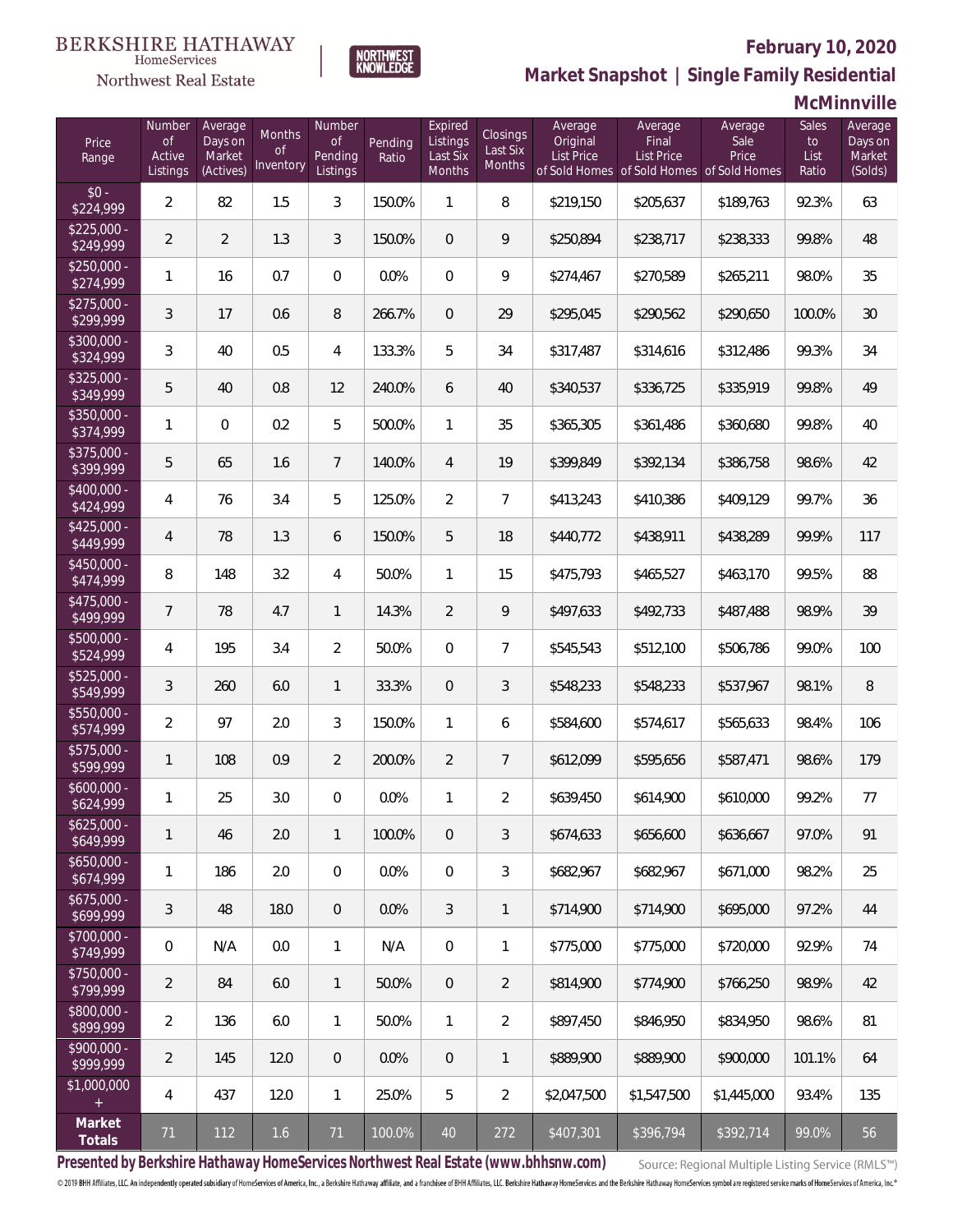BERKSHIRE HATHAWAY HomeServices Northwest Real Estate

NORTHWEST KNOWLEDGE

**February 10, 2020**

**Market Snapshot | Single Family Residential**

**McMinnville**

| Price Range | Number of Active Listings | Average Days on Market (Actives) | Months of Inventory | Number of Pending Listings | Pending Ratio | Expired Listings Last Six Months | Closings Last Six Months | Average Original List Price of Sold Homes | Average Final List Price of Sold Homes | Average Sale Price of Sold Homes | Sales to List Ratio | Average Days on Market (Solds) |
|---|---|---|---|---|---|---|---|---|---|---|---|---|
| $0 - $224,999 | 2 | 82 | 1.5 | 3 | 150.0% | 1 | 8 | $219,150 | $205,637 | $189,763 | 92.3% | 63 |
| $225,000 - $249,999 | 2 | 2 | 1.3 | 3 | 150.0% | 0 | 9 | $250,894 | $238,717 | $238,333 | 99.8% | 48 |
| $250,000 - $274,999 | 1 | 16 | 0.7 | 0 | 0.0% | 0 | 9 | $274,467 | $270,589 | $265,211 | 98.0% | 35 |
| $275,000 - $299,999 | 3 | 17 | 0.6 | 8 | 266.7% | 0 | 29 | $295,045 | $290,562 | $290,650 | 100.0% | 30 |
| $300,000 - $324,999 | 3 | 40 | 0.5 | 4 | 133.3% | 5 | 34 | $317,487 | $314,616 | $312,486 | 99.3% | 34 |
| $325,000 - $349,999 | 5 | 40 | 0.8 | 12 | 240.0% | 6 | 40 | $340,537 | $336,725 | $335,919 | 99.8% | 49 |
| $350,000 - $374,999 | 1 | 0 | 0.2 | 5 | 500.0% | 1 | 35 | $365,305 | $361,486 | $360,680 | 99.8% | 40 |
| $375,000 - $399,999 | 5 | 65 | 1.6 | 7 | 140.0% | 4 | 19 | $399,849 | $392,134 | $386,758 | 98.6% | 42 |
| $400,000 - $424,999 | 4 | 76 | 3.4 | 5 | 125.0% | 2 | 7 | $413,243 | $410,386 | $409,129 | 99.7% | 36 |
| $425,000 - $449,999 | 4 | 78 | 1.3 | 6 | 150.0% | 5 | 18 | $440,772 | $438,911 | $438,289 | 99.9% | 117 |
| $450,000 - $474,999 | 8 | 148 | 3.2 | 4 | 50.0% | 1 | 15 | $475,793 | $465,527 | $463,170 | 99.5% | 88 |
| $475,000 - $499,999 | 7 | 78 | 4.7 | 1 | 14.3% | 2 | 9 | $497,633 | $492,733 | $487,488 | 98.9% | 39 |
| $500,000 - $524,999 | 4 | 195 | 3.4 | 2 | 50.0% | 0 | 7 | $545,543 | $512,100 | $506,786 | 99.0% | 100 |
| $525,000 - $549,999 | 3 | 260 | 6.0 | 1 | 33.3% | 0 | 3 | $548,233 | $548,233 | $537,967 | 98.1% | 8 |
| $550,000 - $574,999 | 2 | 97 | 2.0 | 3 | 150.0% | 1 | 6 | $584,600 | $574,617 | $565,633 | 98.4% | 106 |
| $575,000 - $599,999 | 1 | 108 | 0.9 | 2 | 200.0% | 2 | 7 | $612,099 | $595,656 | $587,471 | 98.6% | 179 |
| $600,000 - $624,999 | 1 | 25 | 3.0 | 0 | 0.0% | 1 | 2 | $639,450 | $614,900 | $610,000 | 99.2% | 77 |
| $625,000 - $649,999 | 1 | 46 | 2.0 | 1 | 100.0% | 0 | 3 | $674,633 | $656,600 | $636,667 | 97.0% | 91 |
| $650,000 - $674,999 | 1 | 186 | 2.0 | 0 | 0.0% | 0 | 3 | $682,967 | $682,967 | $671,000 | 98.2% | 25 |
| $675,000 - $699,999 | 3 | 48 | 18.0 | 0 | 0.0% | 3 | 1 | $714,900 | $714,900 | $695,000 | 97.2% | 44 |
| $700,000 - $749,999 | 0 | N/A | 0.0 | 1 | N/A | 0 | 1 | $775,000 | $775,000 | $720,000 | 92.9% | 74 |
| $750,000 - $799,999 | 2 | 84 | 6.0 | 1 | 50.0% | 0 | 2 | $814,900 | $774,900 | $766,250 | 98.9% | 42 |
| $800,000 - $899,999 | 2 | 136 | 6.0 | 1 | 50.0% | 1 | 2 | $897,450 | $846,950 | $834,950 | 98.6% | 81 |
| $900,000 - $999,999 | 2 | 145 | 12.0 | 0 | 0.0% | 0 | 1 | $889,900 | $889,900 | $900,000 | 101.1% | 64 |
| $1,000,000 + | 4 | 437 | 12.0 | 1 | 25.0% | 5 | 2 | $2,047,500 | $1,547,500 | $1,445,000 | 93.4% | 135 |
| **Market Totals** | 71 | 112 | 1.6 | 71 | 100.0% | 40 | 272 | $407,301 | $396,794 | $392,714 | 99.0% | 56 |

**Presented by Berkshire Hathaway HomeServices Northwest Real Estate (www.bhhsnw.com)**

Source: Regional Multiple Listing Service (RMLS™)

© 2019 BHH Affiliates, LLC. An independently operated subsidiary of HomeServices of America, Inc., a Berkshire Hathaway affiliate, and a franchisee of BHH Affiliates, LLC. Berkshire Hathaway HomeServices and the Berkshire Hathaway HomeServices symbol are registered service marks of HomeServices of America, Inc.®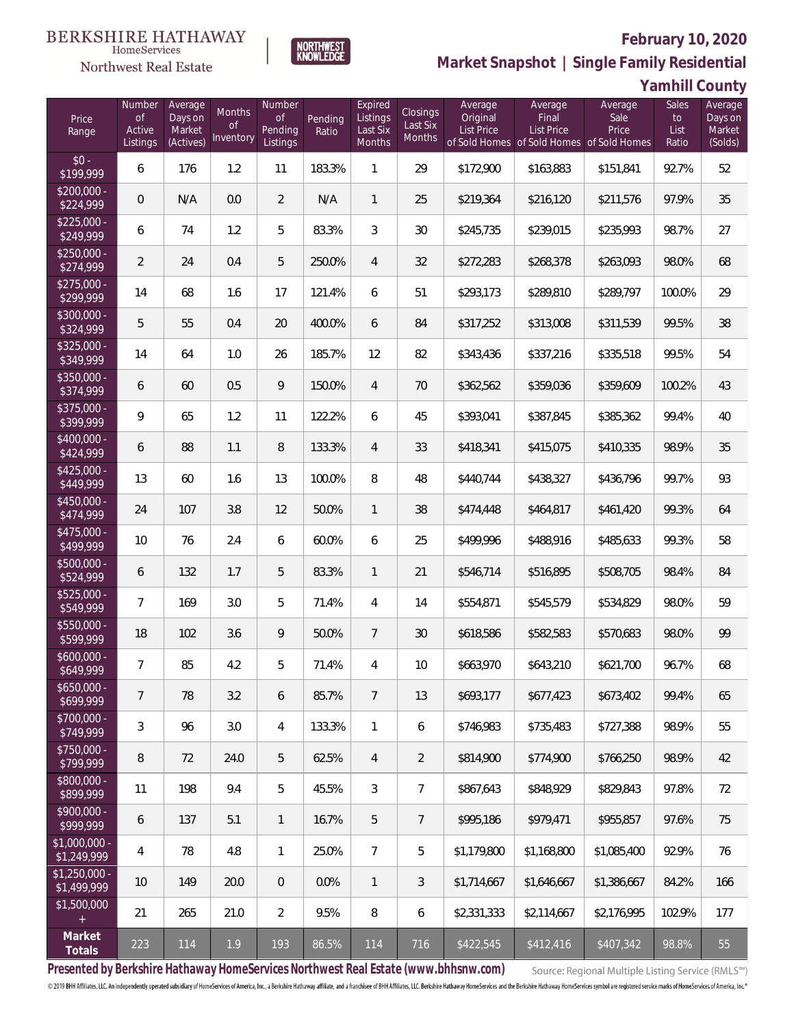BERKSHIRE HATHAWAY
HomeServices
Northwest Real Estate

NORTHWEST KNOWLEDGE

**February 10, 2020**

## Market Snapshot | Single Family Residential

### Yamhill County

| Price Range | Number of Active Listings | Average Days on Market (Actives) | Months of Inventory | Number of Pending Listings | Pending Ratio | Expired Listings Last Six Months | Closings Last Six Months | Average Original List Price of Sold Homes | Average Final List Price of Sold Homes | Average Sale Price of Sold Homes | Sales to List Ratio | Average Days on Market (Solds) |
|---|---|---|---|---|---|---|---|---|---|---|---|---|
| $0 - $199,999 | 6 | 176 | 1.2 | 11 | 183.3% | 1 | 29 | $172,900 | $163,883 | $151,841 | 92.7% | 52 |
| $200,000 - $224,999 | 0 | N/A | 0.0 | 2 | N/A | 1 | 25 | $219,364 | $216,120 | $211,576 | 97.9% | 35 |
| $225,000 - $249,999 | 6 | 74 | 1.2 | 5 | 83.3% | 3 | 30 | $245,735 | $239,015 | $235,993 | 98.7% | 27 |
| $250,000 - $274,999 | 2 | 24 | 0.4 | 5 | 250.0% | 4 | 32 | $272,283 | $268,378 | $263,093 | 98.0% | 68 |
| $275,000 - $299,999 | 14 | 68 | 1.6 | 17 | 121.4% | 6 | 51 | $293,173 | $289,810 | $289,797 | 100.0% | 29 |
| $300,000 - $324,999 | 5 | 55 | 0.4 | 20 | 400.0% | 6 | 84 | $317,252 | $313,008 | $311,539 | 99.5% | 38 |
| $325,000 - $349,999 | 14 | 64 | 1.0 | 26 | 185.7% | 12 | 82 | $343,436 | $337,216 | $335,518 | 99.5% | 54 |
| $350,000 - $374,999 | 6 | 60 | 0.5 | 9 | 150.0% | 4 | 70 | $362,562 | $359,036 | $359,609 | 100.2% | 43 |
| $375,000 - $399,999 | 9 | 65 | 1.2 | 11 | 122.2% | 6 | 45 | $393,041 | $387,845 | $385,362 | 99.4% | 40 |
| $400,000 - $424,999 | 6 | 88 | 1.1 | 8 | 133.3% | 4 | 33 | $418,341 | $415,075 | $410,335 | 98.9% | 35 |
| $425,000 - $449,999 | 13 | 60 | 1.6 | 13 | 100.0% | 8 | 48 | $440,744 | $438,327 | $436,796 | 99.7% | 93 |
| $450,000 - $474,999 | 24 | 107 | 3.8 | 12 | 50.0% | 1 | 38 | $474,448 | $464,817 | $461,420 | 99.3% | 64 |
| $475,000 - $499,999 | 10 | 76 | 2.4 | 6 | 60.0% | 6 | 25 | $499,996 | $488,916 | $485,633 | 99.3% | 58 |
| $500,000 - $524,999 | 6 | 132 | 1.7 | 5 | 83.3% | 1 | 21 | $546,714 | $516,895 | $508,705 | 98.4% | 84 |
| $525,000 - $549,999 | 7 | 169 | 3.0 | 5 | 71.4% | 4 | 14 | $554,871 | $545,579 | $534,829 | 98.0% | 59 |
| $550,000 - $599,999 | 18 | 102 | 3.6 | 9 | 50.0% | 7 | 30 | $618,586 | $582,583 | $570,683 | 98.0% | 99 |
| $600,000 - $649,999 | 7 | 85 | 4.2 | 5 | 71.4% | 4 | 10 | $663,970 | $643,210 | $621,700 | 96.7% | 68 |
| $650,000 - $699,999 | 7 | 78 | 3.2 | 6 | 85.7% | 7 | 13 | $693,177 | $677,423 | $673,402 | 99.4% | 65 |
| $700,000 - $749,999 | 3 | 96 | 3.0 | 4 | 133.3% | 1 | 6 | $746,983 | $735,483 | $727,388 | 98.9% | 55 |
| $750,000 - $799,999 | 8 | 72 | 24.0 | 5 | 62.5% | 4 | 2 | $814,900 | $774,900 | $766,250 | 98.9% | 42 |
| $800,000 - $899,999 | 11 | 198 | 9.4 | 5 | 45.5% | 3 | 7 | $867,643 | $848,929 | $829,843 | 97.8% | 72 |
| $900,000 - $999,999 | 6 | 137 | 5.1 | 1 | 16.7% | 5 | 7 | $995,186 | $979,471 | $955,857 | 97.6% | 75 |
| $1,000,000 - $1,249,999 | 4 | 78 | 4.8 | 1 | 25.0% | 7 | 5 | $1,179,800 | $1,168,800 | $1,085,400 | 92.9% | 76 |
| $1,250,000 - $1,499,999 | 10 | 149 | 20.0 | 0 | 0.0% | 1 | 3 | $1,714,667 | $1,646,667 | $1,386,667 | 84.2% | 166 |
| $1,500,000 + | 21 | 265 | 21.0 | 2 | 9.5% | 8 | 6 | $2,331,333 | $2,114,667 | $2,176,995 | 102.9% | 177 |
| **Market Totals** | 223 | 114 | 1.9 | 193 | 86.5% | 114 | 716 | $422,545 | $412,416 | $407,342 | 98.8% | 55 |

**Presented by Berkshire Hathaway HomeServices Northwest Real Estate (www.bhhsnw.com)**

Source: Regional Multiple Listing Service (RMLS™)

© 2019 BHH Affiliates, LLC. An independently operated subsidiary of HomeServices of America, Inc., a Berkshire Hathaway affiliate, and a franchisee of BHH Affiliates, LLC. Berkshire Hathaway HomeServices and the Berkshire Hathaway HomeServices symbol are registered service marks of HomeServices of America, Inc.®